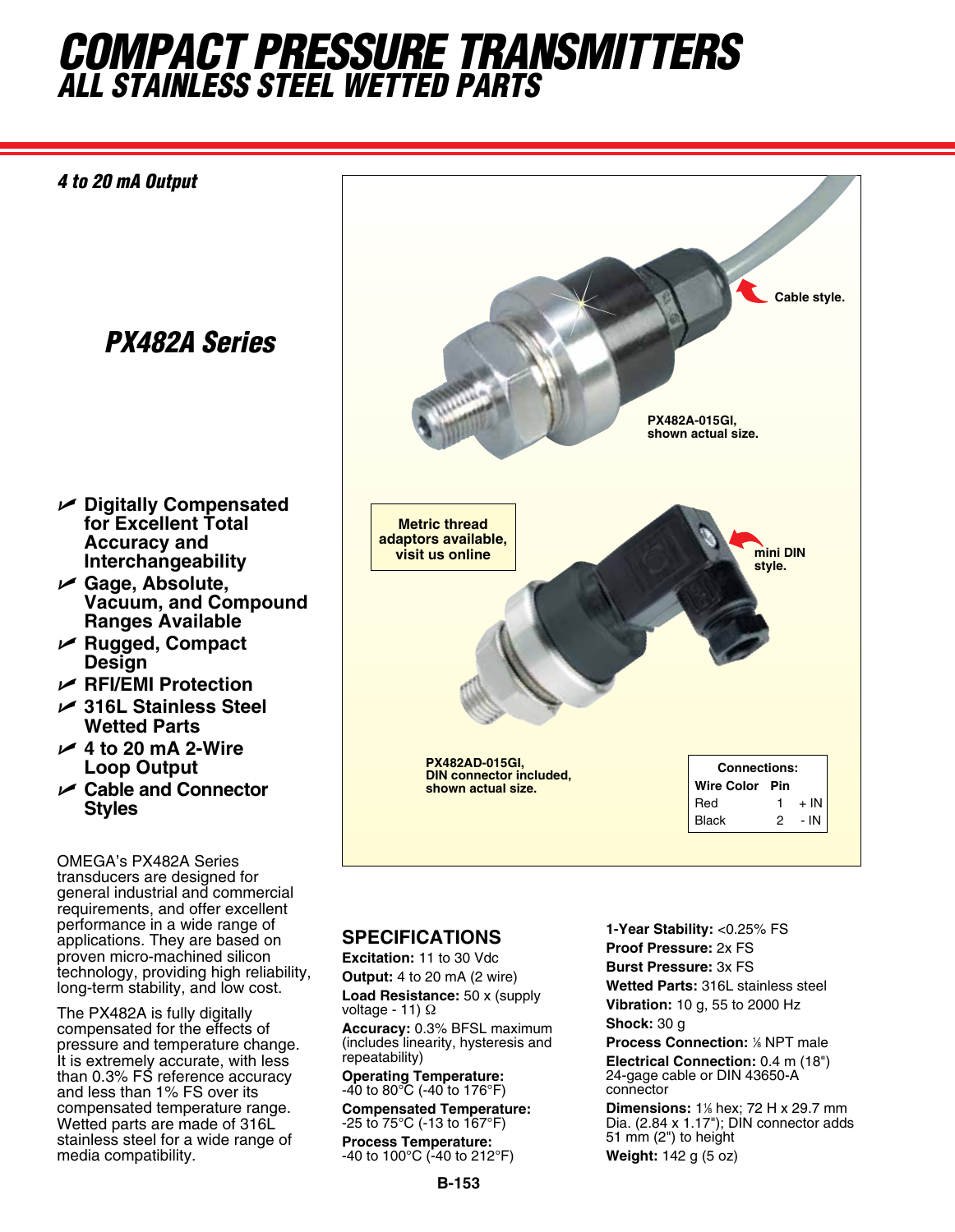# COMPACT PRESSURE TRANSMITTERS
## ALL STAINLESS STEEL WETTED PARTS

*4 to 20 mA Output*

## *PX482A Series*

- **Digitally Compensated for Excellent Total Accuracy and Interchangeability**
- **Gage, Absolute, Vacuum, and Compound Ranges Available**
- **Rugged, Compact Design**
- **RFI/EMI Protection**
- **316L Stainless Steel Wetted Parts**
- **4 to 20 mA 2-Wire Loop Output**
- **Cable and Connector Styles**

OMEGA's PX482A Series transducers are designed for general industrial and commercial requirements, and offer excellent performance in a wide range of applications. They are based on proven micro-machined silicon technology, providing high reliability, long-term stability, and low cost.

The PX482A is fully digitally compensated for the effects of pressure and temperature change. It is extremely accurate, with less than 0.3% FS reference accuracy and less than 1% FS over its compensated temperature range. Wetted parts are made of 316L stainless steel for a wide range of media compatibility.

**Cable style.**

**PX482A-015GI, shown actual size.**

**Metric thread adaptors available, visit us online**

**mini DIN style.**

**PX482AD-015GI, DIN connector included, shown actual size.**

**Connections:**

| Wire Color | Pin | |
|---|---|---|
| Red | 1 | + IN |
| Black | 2 | - IN |

## SPECIFICATIONS

**Excitation:** 11 to 30 Vdc

**Output:** 4 to 20 mA (2 wire)

**Load Resistance:** 50 x (supply voltage - 11) Ω

**Accuracy:** 0.3% BFSL maximum (includes linearity, hysteresis and repeatability)

**Operating Temperature:** -40 to 80°C (-40 to 176°F)

**Compensated Temperature:** -25 to 75°C (-13 to 167°F)

**Process Temperature:** -40 to 100°C (-40 to 212°F)

**1-Year Stability:** <0.25% FS

**Proof Pressure:** 2x FS

**Burst Pressure:** 3x FS

**Wetted Parts:** 316L stainless steel

**Vibration:** 10 g, 55 to 2000 Hz

**Shock:** 30 g

**Process Connection:** ⅛ NPT male

**Electrical Connection:** 0.4 m (18") 24-gage cable or DIN 43650-A connector

**Dimensions:** 1⅛ hex; 72 H x 29.7 mm Dia. (2.84 x 1.17"); DIN connector adds 51 mm (2") to height

**Weight:** 142 g (5 oz)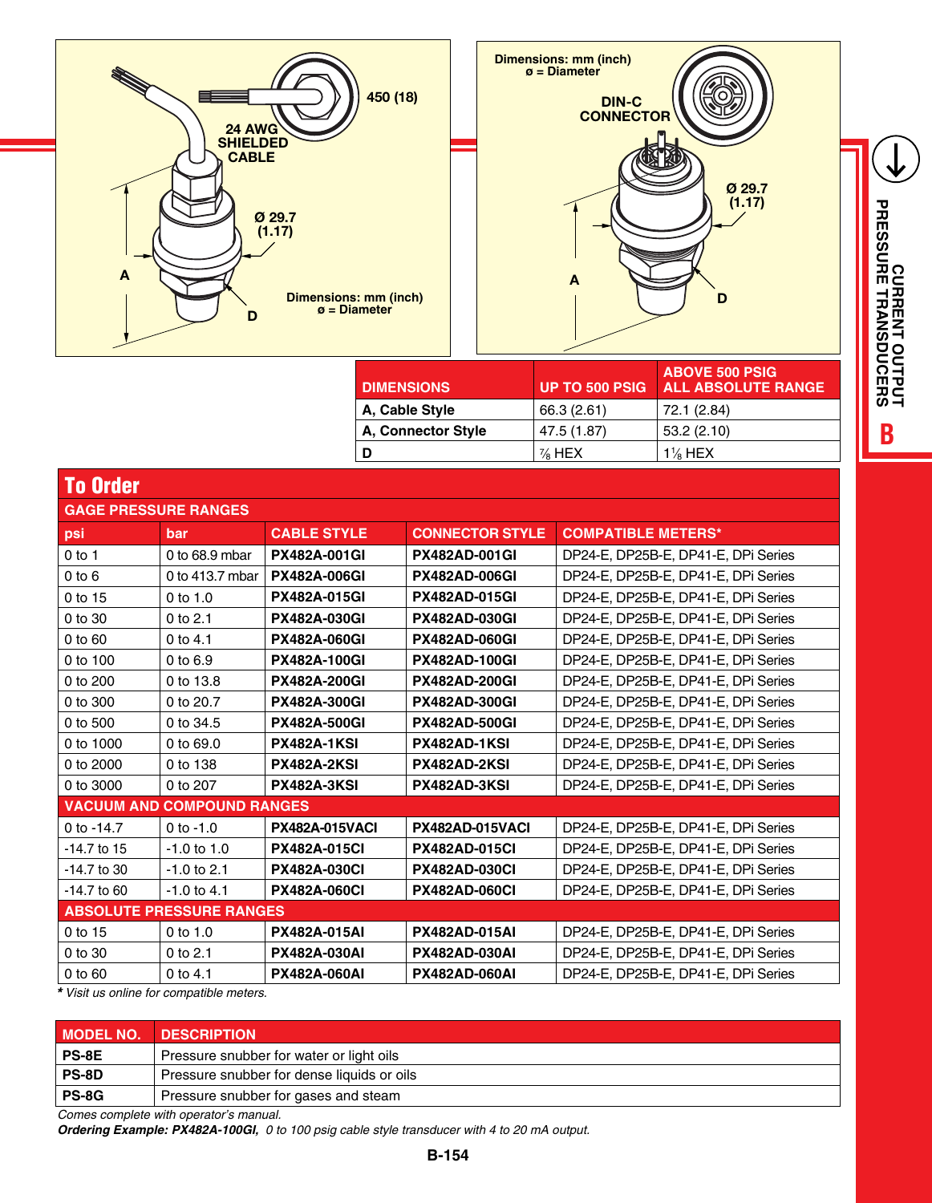Dimensions: mm (inch)
ø = Diameter

450 (18)

24 AWG SHIELDED CABLE

Ø 29.7 (1.17)

A

D

DIN-C CONNECTOR

| DIMENSIONS | UP TO 500 PSIG | ABOVE 500 PSIG ALL ABSOLUTE RANGE |
|---|---|---|
| A, Cable Style | 66.3 (2.61) | 72.1 (2.84) |
| A, Connector Style | 47.5 (1.87) | 53.2 (2.10) |
| D | ⅞ HEX | 1⅛ HEX |

## To Order

| psi | bar | CABLE STYLE | CONNECTOR STYLE | COMPATIBLE METERS* |
|---|---|---|---|---|
| **GAGE PRESSURE RANGES** | | | | |
| 0 to 1 | 0 to 68.9 mbar | **PX482A-001GI** | **PX482AD-001GI** | DP24-E, DP25B-E, DP41-E, DPi Series |
| 0 to 6 | 0 to 413.7 mbar | **PX482A-006GI** | **PX482AD-006GI** | DP24-E, DP25B-E, DP41-E, DPi Series |
| 0 to 15 | 0 to 1.0 | **PX482A-015GI** | **PX482AD-015GI** | DP24-E, DP25B-E, DP41-E, DPi Series |
| 0 to 30 | 0 to 2.1 | **PX482A-030GI** | **PX482AD-030GI** | DP24-E, DP25B-E, DP41-E, DPi Series |
| 0 to 60 | 0 to 4.1 | **PX482A-060GI** | **PX482AD-060GI** | DP24-E, DP25B-E, DP41-E, DPi Series |
| 0 to 100 | 0 to 6.9 | **PX482A-100GI** | **PX482AD-100GI** | DP24-E, DP25B-E, DP41-E, DPi Series |
| 0 to 200 | 0 to 13.8 | **PX482A-200GI** | **PX482AD-200GI** | DP24-E, DP25B-E, DP41-E, DPi Series |
| 0 to 300 | 0 to 20.7 | **PX482A-300GI** | **PX482AD-300GI** | DP24-E, DP25B-E, DP41-E, DPi Series |
| 0 to 500 | 0 to 34.5 | **PX482A-500GI** | **PX482AD-500GI** | DP24-E, DP25B-E, DP41-E, DPi Series |
| 0 to 1000 | 0 to 69.0 | **PX482A-1KSI** | **PX482AD-1KSI** | DP24-E, DP25B-E, DP41-E, DPi Series |
| 0 to 2000 | 0 to 138 | **PX482A-2KSI** | **PX482AD-2KSI** | DP24-E, DP25B-E, DP41-E, DPi Series |
| 0 to 3000 | 0 to 207 | **PX482A-3KSI** | **PX482AD-3KSI** | DP24-E, DP25B-E, DP41-E, DPi Series |
| **VACUUM AND COMPOUND RANGES** | | | | |
| 0 to -14.7 | 0 to -1.0 | **PX482A-015VACI** | **PX482AD-015VACI** | DP24-E, DP25B-E, DP41-E, DPi Series |
| -14.7 to 15 | -1.0 to 1.0 | **PX482A-015CI** | **PX482AD-015CI** | DP24-E, DP25B-E, DP41-E, DPi Series |
| -14.7 to 30 | -1.0 to 2.1 | **PX482A-030CI** | **PX482AD-030CI** | DP24-E, DP25B-E, DP41-E, DPi Series |
| -14.7 to 60 | -1.0 to 4.1 | **PX482A-060CI** | **PX482AD-060CI** | DP24-E, DP25B-E, DP41-E, DPi Series |
| **ABSOLUTE PRESSURE RANGES** | | | | |
| 0 to 15 | 0 to 1.0 | **PX482A-015AI** | **PX482AD-015AI** | DP24-E, DP25B-E, DP41-E, DPi Series |
| 0 to 30 | 0 to 2.1 | **PX482A-030AI** | **PX482AD-030AI** | DP24-E, DP25B-E, DP41-E, DPi Series |
| 0 to 60 | 0 to 4.1 | **PX482A-060AI** | **PX482AD-060AI** | DP24-E, DP25B-E, DP41-E, DPi Series |

*\* Visit us online for compatible meters.*

| MODEL NO. | DESCRIPTION |
|---|---|
| **PS-8E** | Pressure snubber for water or light oils |
| **PS-8D** | Pressure snubber for dense liquids or oils |
| **PS-8G** | Pressure snubber for gases and steam |

*Comes complete with operator's manual.*

***Ordering Example: PX482A-100GI,*** *0 to 100 psig cable style transducer with 4 to 20 mA output.*